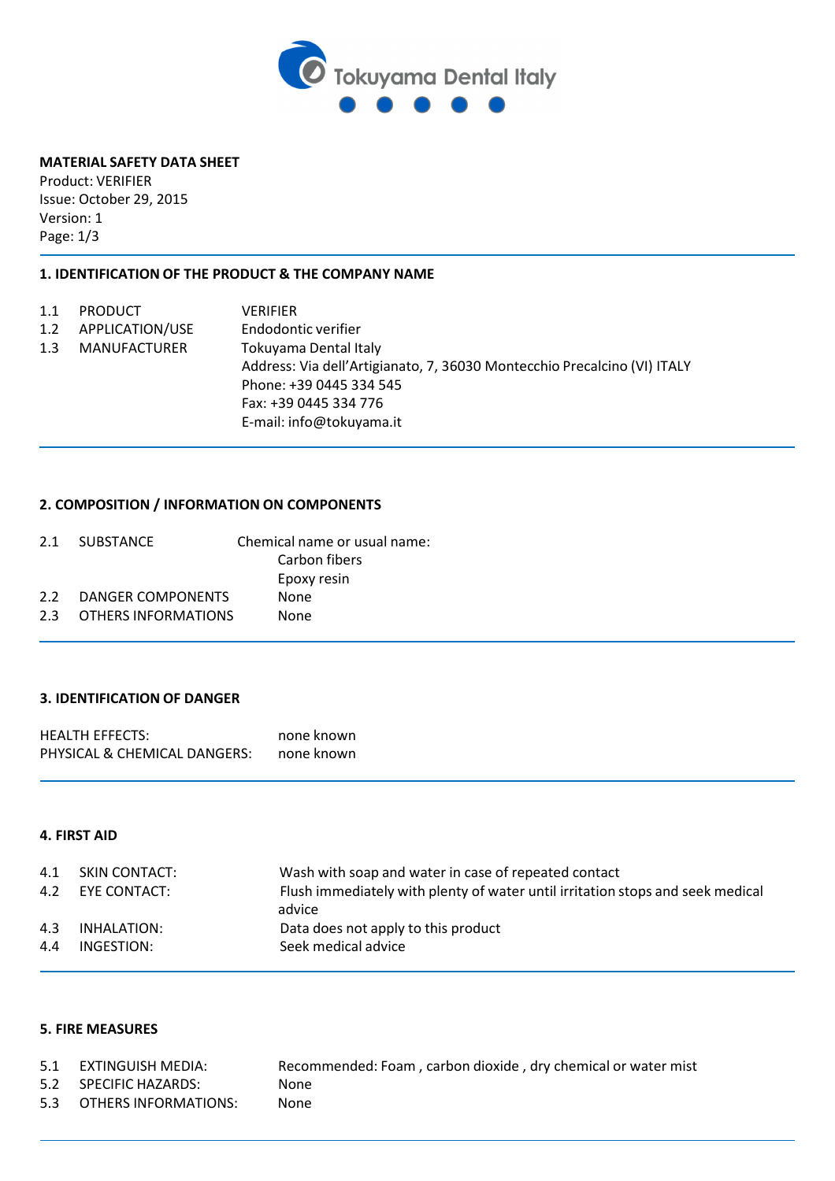**MATERIAL SAFETY DATA SHEET**
Product: VERIFIER
Issue: October 29, 2015
Version: 1

## 1. IDENTIFICATION OF THE PRODUCT & THE COMPANY NAME

| | | |
|---|---|---|
| 1.1 | PRODUCT | VERIFIER |
| 1.2 | APPLICATION/USE | Endodontic verifier |
| 1.3 | MANUFACTURER | Tokuyama Dental Italy<br>Address: Via dell'Artigianato, 7, 36030 Montecchio Precalcino (VI) ITALY<br>Phone: +39 0445 334 545<br>Fax: +39 0445 334 776<br>E-mail: info@tokuyama.it |

## 2. COMPOSITION / INFORMATION ON COMPONENTS

| | | |
|---|---|---|
| 2.1 | SUBSTANCE | Chemical name or usual name:<br>Carbon fibers<br>Epoxy resin |
| 2.2 | DANGER COMPONENTS | None |
| 2.3 | OTHERS INFORMATIONS | None |

## 3. IDENTIFICATION OF DANGER

| | |
|---|---|
| HEALTH EFFECTS: | none known |
| PHYSICAL & CHEMICAL DANGERS: | none known |

## 4. FIRST AID

| | | |
|---|---|---|
| 4.1 | SKIN CONTACT: | Wash with soap and water in case of repeated contact |
| 4.2 | EYE CONTACT: | Flush immediately with plenty of water until irritation stops and seek medical advice |
| 4.3 | INHALATION: | Data does not apply to this product |
| 4.4 | INGESTION: | Seek medical advice |

## 5. FIRE MEASURES

| | | |
|---|---|---|
| 5.1 | EXTINGUISH MEDIA: | Recommended: Foam , carbon dioxide , dry chemical or water mist |
| 5.2 | SPECIFIC HAZARDS: | None |
| 5.3 | OTHERS INFORMATIONS: | None |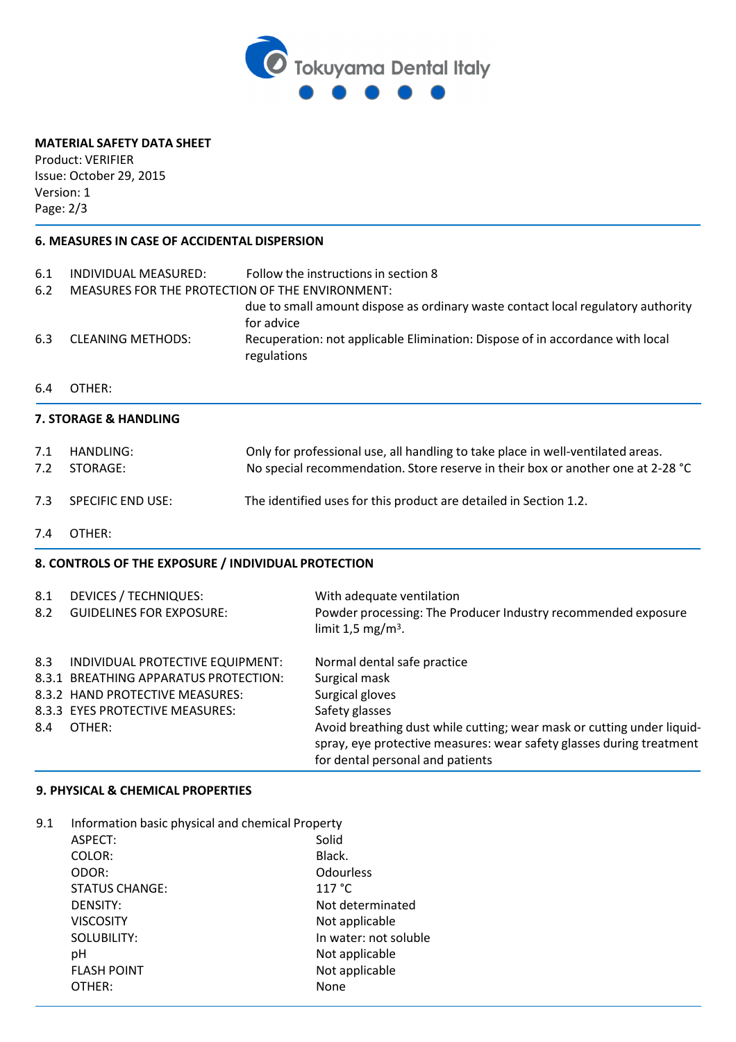**MATERIAL SAFETY DATA SHEET**
Product: VERIFIER
Issue: October 29, 2015
Version: 1
Page: 2/3

## 6. MEASURES IN CASE OF ACCIDENTAL DISPERSION

| | | |
|---|---|---|
| 6.1 | INDIVIDUAL MEASURED: | Follow the instructions in section 8 |
| 6.2 | MEASURES FOR THE PROTECTION OF THE ENVIRONMENT: | due to small amount dispose as ordinary waste contact local regulatory authority for advice |
| 6.3 | CLEANING METHODS: | Recuperation: not applicable Elimination: Dispose of in accordance with local regulations |
| 6.4 | OTHER: | |

## 7. STORAGE & HANDLING

| | | |
|---|---|---|
| 7.1 | HANDLING: | Only for professional use, all handling to take place in well-ventilated areas. |
| 7.2 | STORAGE: | No special recommendation. Store reserve in their box or another one at 2-28 °C |
| 7.3 | SPECIFIC END USE: | The identified uses for this product are detailed in Section 1.2. |
| 7.4 | OTHER: | |

## 8. CONTROLS OF THE EXPOSURE / INDIVIDUAL PROTECTION

| | | |
|---|---|---|
| 8.1 | DEVICES / TECHNIQUES: | With adequate ventilation |
| 8.2 | GUIDELINES FOR EXPOSURE: | Powder processing: The Producer Industry recommended exposure limit 1,5 mg/m³. |
| 8.3 | INDIVIDUAL PROTECTIVE EQUIPMENT: | Normal dental safe practice |
| 8.3.1 | BREATHING APPARATUS PROTECTION: | Surgical mask |
| 8.3.2 | HAND PROTECTIVE MEASURES: | Surgical gloves |
| 8.3.3 | EYES PROTECTIVE MEASURES: | Safety glasses |
| 8.4 | OTHER: | Avoid breathing dust while cutting; wear mask or cutting under liquid-spray, eye protective measures: wear safety glasses during treatment for dental personal and patients |

## 9. PHYSICAL & CHEMICAL PROPERTIES

9.1 Information basic physical and chemical Property

| | |
|---|---|
| ASPECT: | Solid |
| COLOR: | Black. |
| ODOR: | Odourless |
| STATUS CHANGE: | 117 °C |
| DENSITY: | Not determinated |
| VISCOSITY | Not applicable |
| SOLUBILITY: | In water: not soluble |
| pH | Not applicable |
| FLASH POINT | Not applicable |
| OTHER: | None |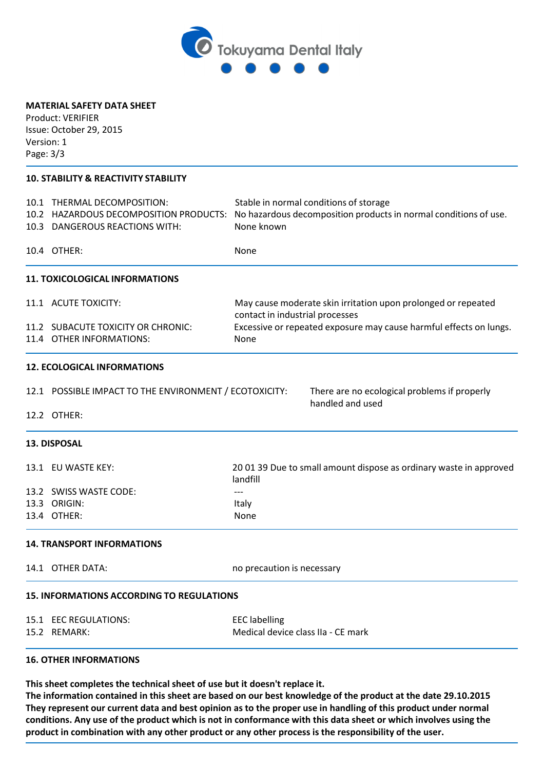**MATERIAL SAFETY DATA SHEET**
Product: VERIFIER
Issue: October 29, 2015
Version: 1

## 10. STABILITY & REACTIVITY STABILITY

| | |
|---|---|
| 10.1 THERMAL DECOMPOSITION: | Stable in normal conditions of storage |
| 10.2 HAZARDOUS DECOMPOSITION PRODUCTS: | No hazardous decomposition products in normal conditions of use. |
| 10.3 DANGEROUS REACTIONS WITH: | None known |
| 10.4 OTHER: | None |

## 11. TOXICOLOGICAL INFORMATIONS

| | |
|---|---|
| 11.1 ACUTE TOXICITY: | May cause moderate skin irritation upon prolonged or repeated contact in industrial processes |
| 11.2 SUBACUTE TOXICITY OR CHRONIC: | Excessive or repeated exposure may cause harmful effects on lungs. |
| 11.4 OTHER INFORMATIONS: | None |

## 12. ECOLOGICAL INFORMATIONS

| | |
|---|---|
| 12.1 POSSIBLE IMPACT TO THE ENVIRONMENT / ECOTOXICITY: | There are no ecological problems if properly handled and used |
| 12.2 OTHER: | |

## 13. DISPOSAL

| | |
|---|---|
| 13.1 EU WASTE KEY: | 20 01 39 Due to small amount dispose as ordinary waste in approved landfill |
| 13.2 SWISS WASTE CODE: | --- |
| 13.3 ORIGIN: | Italy |
| 13.4 OTHER: | None |

## 14. TRANSPORT INFORMATIONS

| | |
|---|---|
| 14.1 OTHER DATA: | no precaution is necessary |

## 15. INFORMATIONS ACCORDING TO REGULATIONS

| | |
|---|---|
| 15.1 EEC REGULATIONS: | EEC labelling |
| 15.2 REMARK: | Medical device class IIa - CE mark |

## 16. OTHER INFORMATIONS

**This sheet completes the technical sheet of use but it doesn't replace it.**
**The information contained in this sheet are based on our best knowledge of the product at the date 29.10.2015 They represent our current data and best opinion as to the proper use in handling of this product under normal conditions. Any use of the product which is not in conformance with this data sheet or which involves using the product in combination with any other product or any other process is the responsibility of the user.**